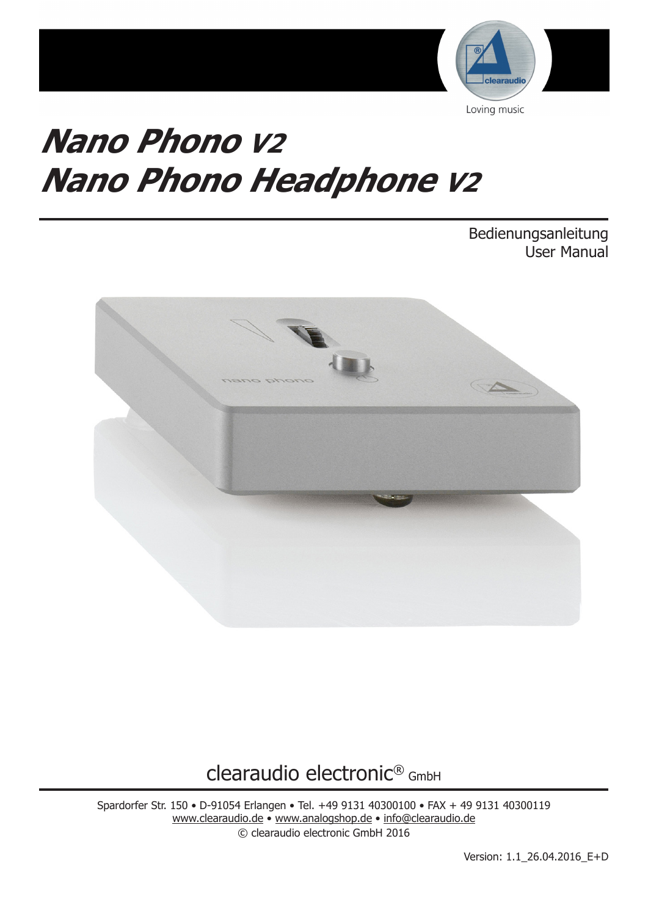Loving music

# *Nano Phono V2*
# *Nano Phono Headphone V2*

Bedienungsanleitung
User Manual

clearaudio electronic® GmbH

Spardorfer Str. 150 • D-91054 Erlangen • Tel. +49 9131 40300100 • FAX + 49 9131 40300119
www.clearaudio.de • www.analogshop.de • info@clearaudio.de
© clearaudio electronic GmbH 2016

Version: 1.1_26.04.2016_E+D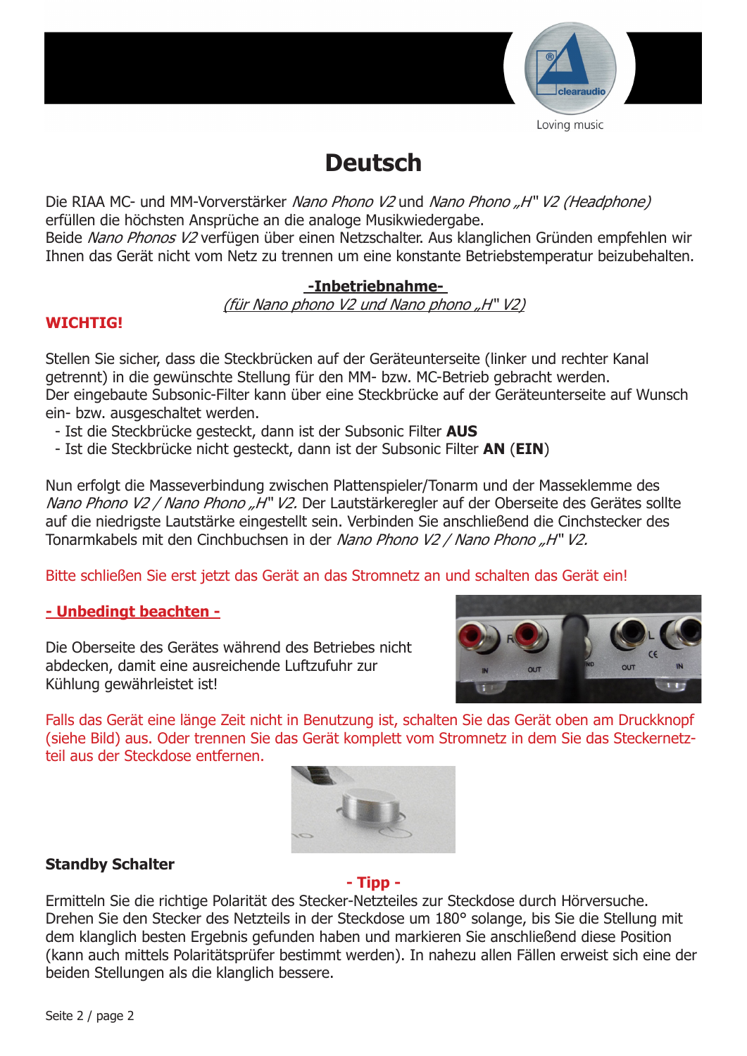# Deutsch

Die RIAA MC- und MM-Vorverstärker *Nano Phono V2* und *Nano Phono „H" V2 (Headphone)* erfüllen die höchsten Ansprüche an die analoge Musikwiedergabe.
Beide *Nano Phonos V2* verfügen über einen Netzschalter. Aus klanglichen Gründen empfehlen wir Ihnen das Gerät nicht vom Netz zu trennen um eine konstante Betriebstemperatur beizubehalten.

## -Inbetriebnahme-

*(für Nano phono V2 und Nano phono „H" V2)*

**WICHTIG!**

Stellen Sie sicher, dass die Steckbrücken auf der Geräteunterseite (linker und rechter Kanal getrennt) in die gewünschte Stellung für den MM- bzw. MC-Betrieb gebracht werden.
Der eingebaute Subsonic-Filter kann über eine Steckbrücke auf der Geräteunterseite auf Wunsch ein- bzw. ausgeschaltet werden.

- Ist die Steckbrücke gesteckt, dann ist der Subsonic Filter **AUS**
- Ist die Steckbrücke nicht gesteckt, dann ist der Subsonic Filter **AN** (**EIN**)

Nun erfolgt die Masseverbindung zwischen Plattenspieler/Tonarm und der Masseklemme des *Nano Phono V2 / Nano Phono „H" V2.* Der Lautstärkeregler auf der Oberseite des Gerätes sollte auf die niedrigste Lautstärke eingestellt sein. Verbinden Sie anschließend die Cinchstecker des Tonarmkabels mit den Cinchbuchsen in der *Nano Phono V2 / Nano Phono „H" V2.*

Bitte schließen Sie erst jetzt das Gerät an das Stromnetz an und schalten das Gerät ein!

**- Unbedingt beachten -**

Die Oberseite des Gerätes während des Betriebes nicht abdecken, damit eine ausreichende Luftzufuhr zur Kühlung gewährleistet ist!

Falls das Gerät eine länge Zeit nicht in Benutzung ist, schalten Sie das Gerät oben am Druckknopf (siehe Bild) aus. Oder trennen Sie das Gerät komplett vom Stromnetz in dem Sie das Steckernetzteil aus der Steckdose entfernen.

**Standby Schalter**

**- Tipp -**

Ermitteln Sie die richtige Polarität des Stecker-Netzteiles zur Steckdose durch Hörversuche. Drehen Sie den Stecker des Netzteils in der Steckdose um 180° solange, bis Sie die Stellung mit dem klanglich besten Ergebnis gefunden haben und markieren Sie anschließend diese Position (kann auch mittels Polaritätsprüfer bestimmt werden). In nahezu allen Fällen erweist sich eine der beiden Stellungen als die klanglich bessere.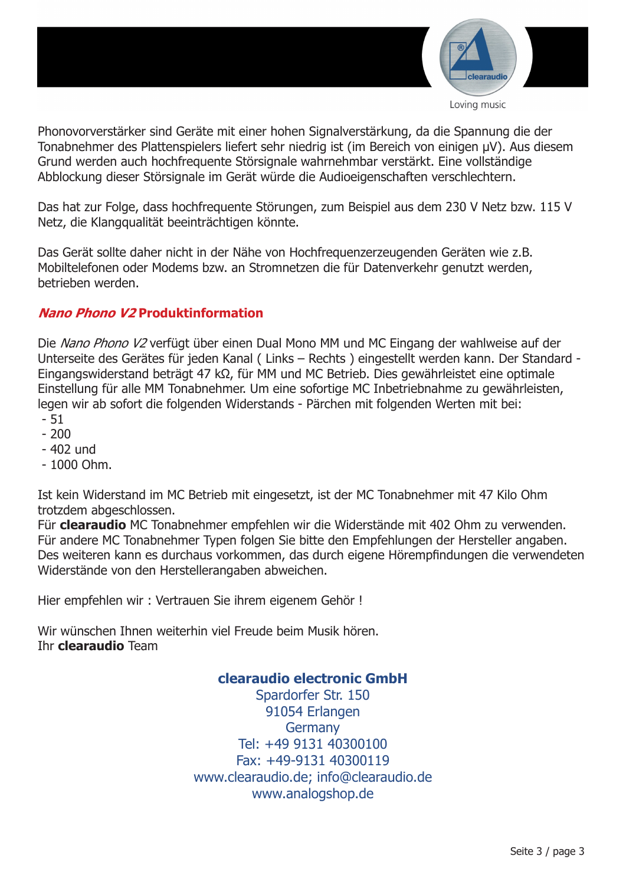Phonovorverstärker sind Geräte mit einer hohen Signalverstärkung, da die Spannung die der Tonabnehmer des Plattenspielers liefert sehr niedrig ist (im Bereich von einigen µV). Aus diesem Grund werden auch hochfrequente Störsignale wahrnehmbar verstärkt. Eine vollständige Abblockung dieser Störsignale im Gerät würde die Audioeigenschaften verschlechtern.

Das hat zur Folge, dass hochfrequente Störungen, zum Beispiel aus dem 230 V Netz bzw. 115 V Netz, die Klangqualität beeinträchtigen könnte.

Das Gerät sollte daher nicht in der Nähe von Hochfrequenzerzeugenden Geräten wie z.B. Mobiltelefonen oder Modems bzw. an Stromnetzen die für Datenverkehr genutzt werden, betrieben werden.

## *Nano Phono V2* Produktinformation

Die *Nano Phono V2* verfügt über einen Dual Mono MM und MC Eingang der wahlweise auf der Unterseite des Gerätes für jeden Kanal ( Links – Rechts ) eingestellt werden kann. Der Standard - Eingangswiderstand beträgt 47 kΩ, für MM und MC Betrieb. Dies gewährleistet eine optimale Einstellung für alle MM Tonabnehmer. Um eine sofortige MC Inbetriebnahme zu gewährleisten, legen wir ab sofort die folgenden Widerstands - Pärchen mit folgenden Werten mit bei:

- 51
- 200
- 402 und
- 1000 Ohm.

Ist kein Widerstand im MC Betrieb mit eingesetzt, ist der MC Tonabnehmer mit 47 Kilo Ohm trotzdem abgeschlossen.
Für **clearaudio** MC Tonabnehmer empfehlen wir die Widerstände mit 402 Ohm zu verwenden. Für andere MC Tonabnehmer Typen folgen Sie bitte den Empfehlungen der Hersteller angaben. Des weiteren kann es durchaus vorkommen, das durch eigene Hörempfindungen die verwendeten Widerstände von den Herstellerangaben abweichen.

Hier empfehlen wir : Vertrauen Sie ihrem eigenem Gehör !

Wir wünschen Ihnen weiterhin viel Freude beim Musik hören.
Ihr **clearaudio** Team

**clearaudio electronic GmbH**
Spardorfer Str. 150
91054 Erlangen
Germany
Tel: +49 9131 40300100
Fax: +49-9131 40300119
www.clearaudio.de; info@clearaudio.de
www.analogshop.de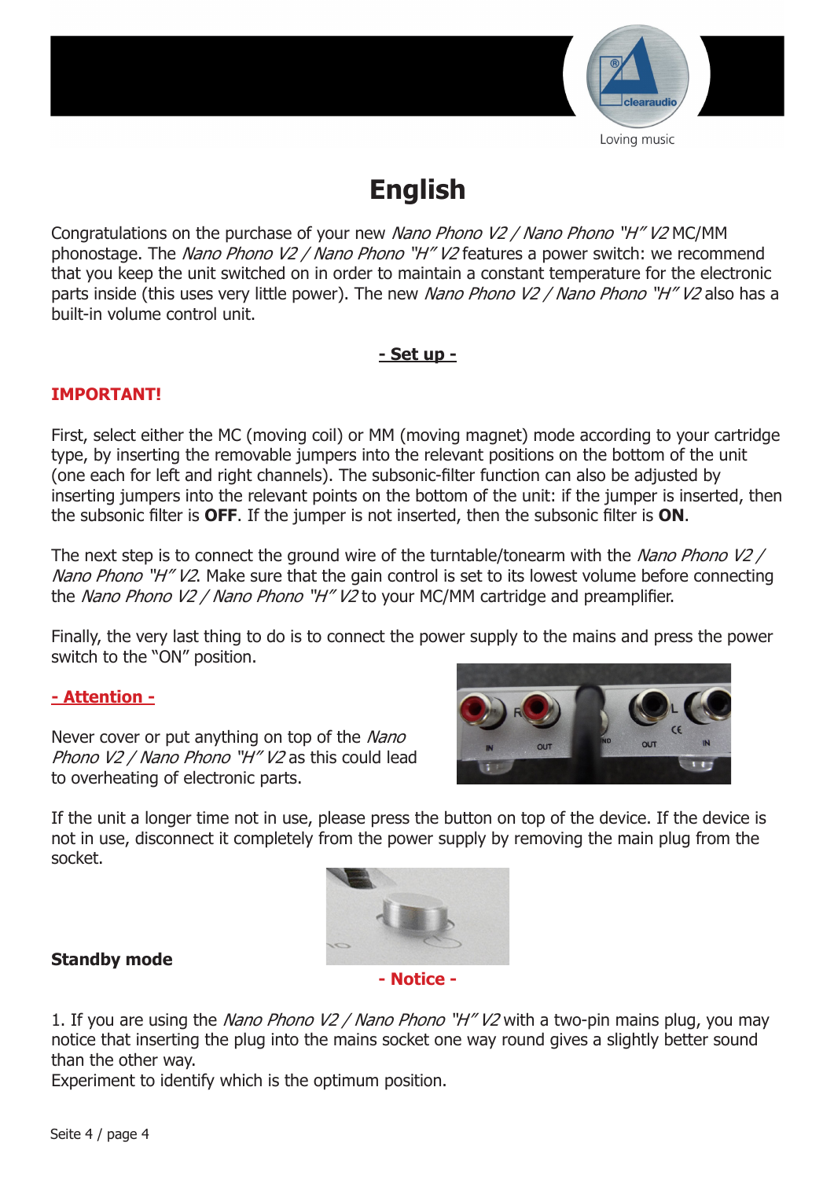# English

Congratulations on the purchase of your new *Nano Phono V2 / Nano Phono "H" V2* MC/MM phonostage. The *Nano Phono V2 / Nano Phono "H" V2* features a power switch: we recommend that you keep the unit switched on in order to maintain a constant temperature for the electronic parts inside (this uses very little power). The new *Nano Phono V2 / Nano Phono "H" V2* also has a built-in volume control unit.

## - Set up -

**IMPORTANT!**

First, select either the MC (moving coil) or MM (moving magnet) mode according to your cartridge type, by inserting the removable jumpers into the relevant positions on the bottom of the unit (one each for left and right channels). The subsonic-filter function can also be adjusted by inserting jumpers into the relevant points on the bottom of the unit: if the jumper is inserted, then the subsonic filter is **OFF**. If the jumper is not inserted, then the subsonic filter is **ON**.

The next step is to connect the ground wire of the turntable/tonearm with the *Nano Phono V2 / Nano Phono "H" V2*. Make sure that the gain control is set to its lowest volume before connecting the *Nano Phono V2 / Nano Phono "H" V2* to your MC/MM cartridge and preamplifier.

Finally, the very last thing to do is to connect the power supply to the mains and press the power switch to the "ON" position.

**- Attention -**

Never cover or put anything on top of the *Nano Phono V2 / Nano Phono "H" V2* as this could lead to overheating of electronic parts.

If the unit a longer time not in use, please press the button on top of the device. If the device is not in use, disconnect it completely from the power supply by removing the main plug from the socket.

**Standby mode**

**- Notice -**

1. If you are using the *Nano Phono V2 / Nano Phono "H" V2* with a two-pin mains plug, you may notice that inserting the plug into the mains socket one way round gives a slightly better sound than the other way.
Experiment to identify which is the optimum position.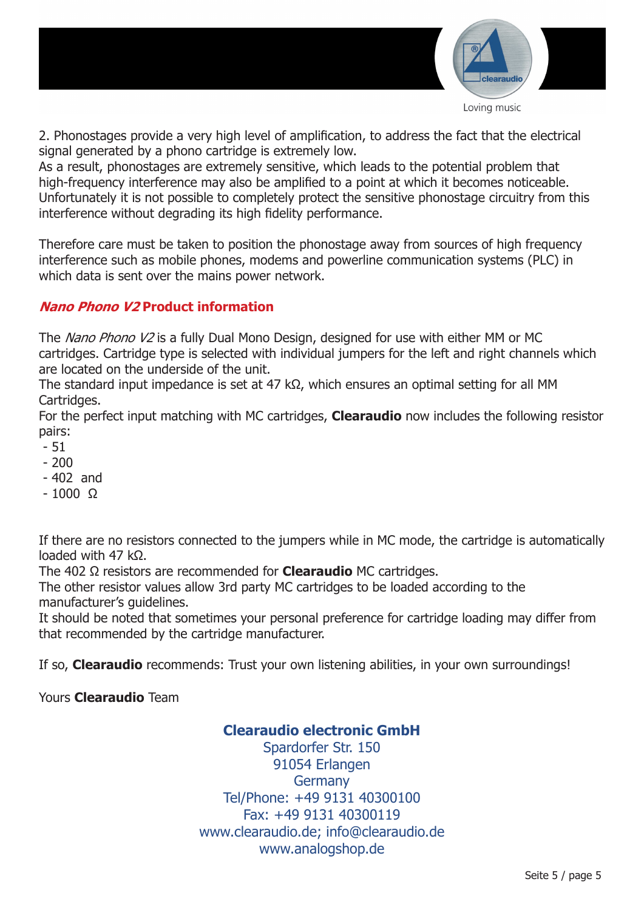2. Phonostages provide a very high level of amplification, to address the fact that the electrical signal generated by a phono cartridge is extremely low.
As a result, phonostages are extremely sensitive, which leads to the potential problem that high-frequency interference may also be amplified to a point at which it becomes noticeable. Unfortunately it is not possible to completely protect the sensitive phonostage circuitry from this interference without degrading its high fidelity performance.

Therefore care must be taken to position the phonostage away from sources of high frequency interference such as mobile phones, modems and powerline communication systems (PLC) in which data is sent over the mains power network.

### *Nano Phono V2* Product information

The *Nano Phono V2* is a fully Dual Mono Design, designed for use with either MM or MC cartridges. Cartridge type is selected with individual jumpers for the left and right channels which are located on the underside of the unit.
The standard input impedance is set at 47 kΩ, which ensures an optimal setting for all MM Cartridges.
For the perfect input matching with MC cartridges, **Clearaudio** now includes the following resistor pairs:

- 51
- 200
- 402 and
- 1000 Ω

If there are no resistors connected to the jumpers while in MC mode, the cartridge is automatically loaded with 47 kΩ.
The 402 Ω resistors are recommended for **Clearaudio** MC cartridges.
The other resistor values allow 3rd party MC cartridges to be loaded according to the manufacturer's guidelines.
It should be noted that sometimes your personal preference for cartridge loading may differ from that recommended by the cartridge manufacturer.

If so, **Clearaudio** recommends: Trust your own listening abilities, in your own surroundings!

Yours **Clearaudio** Team

**Clearaudio electronic GmbH**
Spardorfer Str. 150
91054 Erlangen
Germany
Tel/Phone: +49 9131 40300100
Fax: +49 9131 40300119
www.clearaudio.de; info@clearaudio.de
www.analogshop.de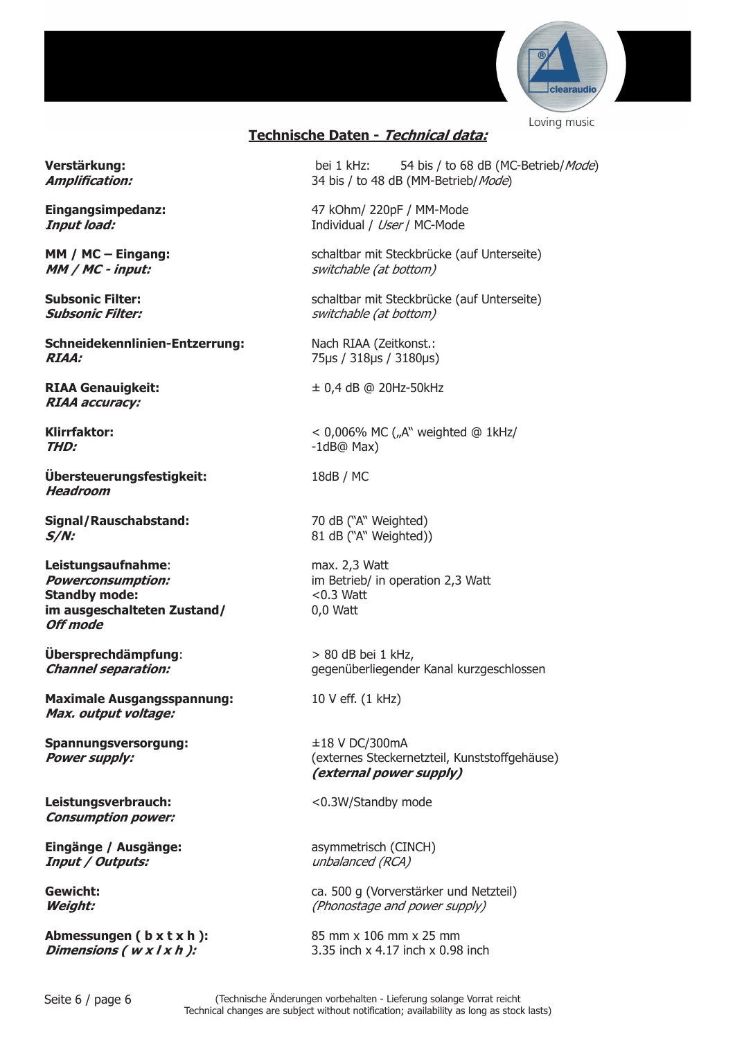## Technische Daten - *Technical data:*

| | |
|---|---|
| **Verstärkung:**<br>***Amplification:*** | bei 1 kHz: 54 bis / to 68 dB (MC-Betrieb/*Mode*)<br>34 bis / to 48 dB (MM-Betrieb/*Mode*) |
| **Eingangsimpedanz:**<br>***Input load:*** | 47 kOhm/ 220pF / MM-Mode<br>Individual / *User* / MC-Mode |
| **MM / MC – Eingang:**<br>***MM / MC - input:*** | schaltbar mit Steckbrücke (auf Unterseite)<br>*switchable (at bottom)* |
| **Subsonic Filter:**<br>***Subsonic Filter:*** | schaltbar mit Steckbrücke (auf Unterseite)<br>*switchable (at bottom)* |
| **Schneidekennlinien-Entzerrung:**<br>***RIAA:*** | Nach RIAA (Zeitkonst.:<br>75µs / 318µs / 3180µs) |
| **RIAA Genauigkeit:**<br>***RIAA accuracy:*** | ± 0,4 dB @ 20Hz-50kHz |
| **Klirrfaktor:**<br>***THD:*** | < 0,006% MC („A" weighted @ 1kHz/<br>-1dB@ Max) |
| **Übersteuerungsfestigkeit:**<br>***Headroom*** | 18dB / MC |
| **Signal/Rauschabstand:**<br>***S/N:*** | 70 dB ("A" Weighted)<br>81 dB ("A" Weighted)) |
| **Leistungsaufnahme**:<br>***Powerconsumption:***<br>**Standby mode:**<br>**im ausgeschalteten Zustand/**<br>***Off mode*** | max. 2,3 Watt<br>im Betrieb/ in operation 2,3 Watt<br><0.3 Watt<br>0,0 Watt |
| **Übersprechdämpfung**:<br>***Channel separation:*** | > 80 dB bei 1 kHz,<br>gegenüberliegender Kanal kurzgeschlossen |
| **Maximale Ausgangsspannung:**<br>***Max. output voltage:*** | 10 V eff. (1 kHz) |
| **Spannungsversorgung:**<br>***Power supply:*** | ±18 V DC/300mA<br>(externes Steckernetzteil, Kunststoffgehäuse)<br>***(external power supply)*** |
| **Leistungsverbrauch:**<br>***Consumption power:*** | <0.3W/Standby mode |
| **Eingänge / Ausgänge:**<br>***Input / Outputs:*** | asymmetrisch (CINCH)<br>*unbalanced (RCA)* |
| **Gewicht:**<br>***Weight:*** | ca. 500 g (Vorverstärker und Netzteil)<br>*(Phonostage and power supply)* |
| **Abmessungen ( b x t x h ):**<br>***Dimensions ( w x l x h ):*** | 85 mm x 106 mm x 25 mm<br>3.35 inch x 4.17 inch x 0.98 inch |

(Technische Änderungen vorbehalten - Lieferung solange Vorrat reicht
Technical changes are subject without notification; availability as long as stock lasts)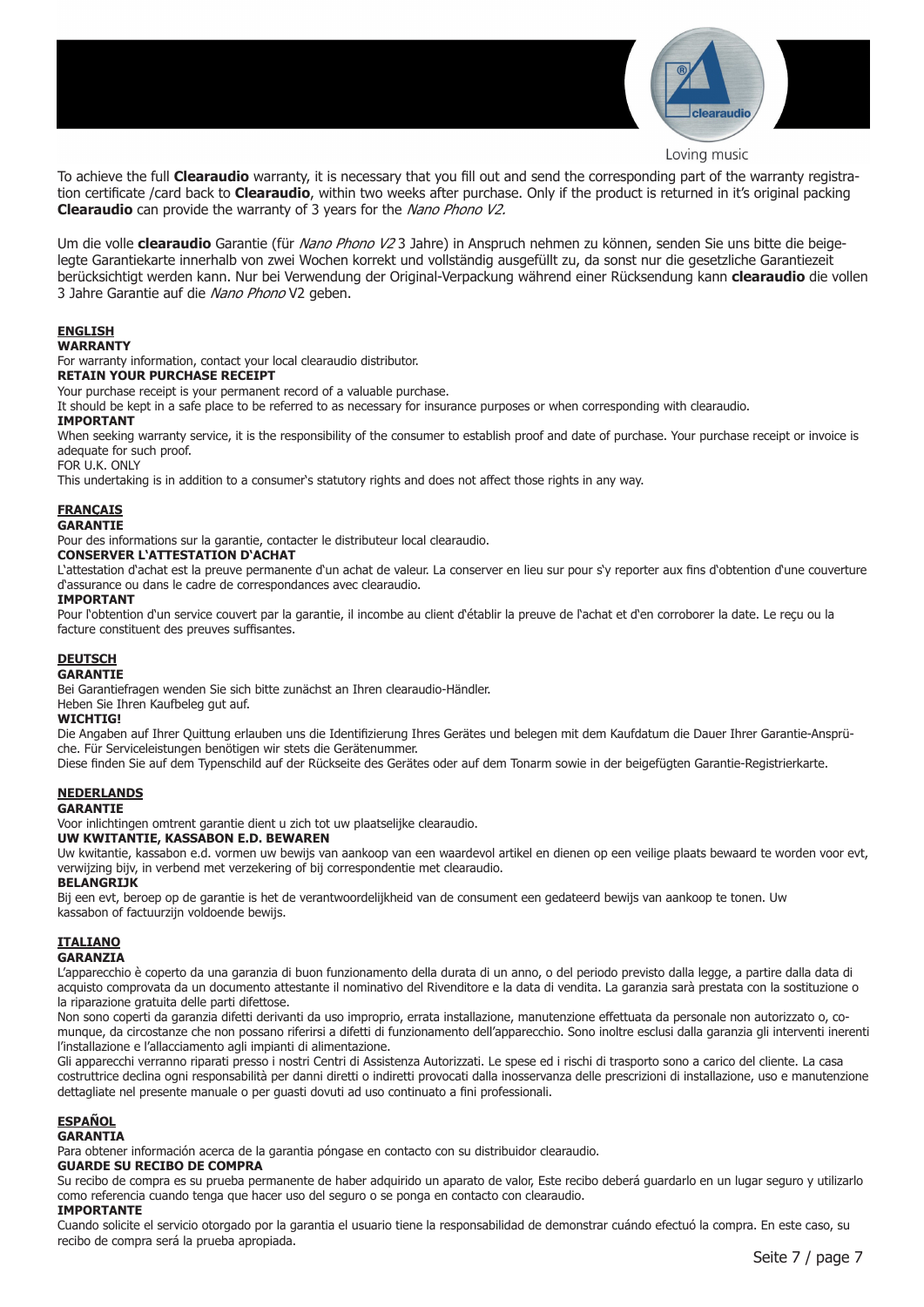To achieve the full **Clearaudio** warranty, it is necessary that you fill out and send the corresponding part of the warranty registration certificate /card back to **Clearaudio**, within two weeks after purchase. Only if the product is returned in it's original packing **Clearaudio** can provide the warranty of 3 years for the *Nano Phono V2.*

Um die volle **clearaudio** Garantie (für *Nano Phono V2* 3 Jahre) in Anspruch nehmen zu können, senden Sie uns bitte die beigelegte Garantiekarte innerhalb von zwei Wochen korrekt und vollständig ausgefüllt zu, da sonst nur die gesetzliche Garantiezeit berücksichtigt werden kann. Nur bei Verwendung der Original-Verpackung während einer Rücksendung kann **clearaudio** die vollen 3 Jahre Garantie auf die *Nano Phono* V2 geben.

## ENGLISH

**WARRANTY**

For warranty information, contact your local clearaudio distributor.

**RETAIN YOUR PURCHASE RECEIPT**

Your purchase receipt is your permanent record of a valuable purchase.
It should be kept in a safe place to be referred to as necessary for insurance purposes or when corresponding with clearaudio.

**IMPORTANT**

When seeking warranty service, it is the responsibility of the consumer to establish proof and date of purchase. Your purchase receipt or invoice is adequate for such proof.

FOR U.K. ONLY

This undertaking is in addition to a consumer's statutory rights and does not affect those rights in any way.

## FRANÇAIS

**GARANTIE**

Pour des informations sur la garantie, contacter le distributeur local clearaudio.

**CONSERVER L'ATTESTATION D'ACHAT**

L'attestation d'achat est la preuve permanente d'un achat de valeur. La conserver en lieu sur pour s'y reporter aux fins d'obtention d'une couverture d'assurance ou dans le cadre de correspondances avec clearaudio.

**IMPORTANT**

Pour l'obtention d'un service couvert par la garantie, il incombe au client d'établir la preuve de l'achat et d'en corroborer la date. Le reçu ou la facture constituent des preuves suffisantes.

## DEUTSCH

**GARANTIE**

Bei Garantiefragen wenden Sie sich bitte zunächst an Ihren clearaudio-Händler.
Heben Sie Ihren Kaufbeleg gut auf.

**WICHTIG!**

Die Angaben auf Ihrer Quittung erlauben uns die Identifizierung Ihres Gerätes und belegen mit dem Kaufdatum die Dauer Ihrer Garantie-Ansprüche. Für Serviceleistungen benötigen wir stets die Gerätenummer.
Diese finden Sie auf dem Typenschild auf der Rückseite des Gerätes oder auf dem Tonarm sowie in der beigefügten Garantie-Registrierkarte.

## NEDERLANDS

**GARANTIE**

Voor inlichtingen omtrent garantie dient u zich tot uw plaatselijke clearaudio.

**UW KWITANTIE, KASSABON E.D. BEWAREN**

Uw kwitantie, kassabon e.d. vormen uw bewijs van aankoop van een waardevol artikel en dienen op een veilige plaats bewaard te worden voor evt, verwijzing bijv, in verbend met verzekering of bij correspondentie met clearaudio.

**BELANGRIJK**

Bij een evt, beroep op de garantie is het de verantwoordelijkheid van de consument een gedateerd bewijs van aankoop te tonen. Uw kassabon of factuurzijn voldoende bewijs.

## ITALIANO

**GARANZIA**

L'apparecchio è coperto da una garanzia di buon funzionamento della durata di un anno, o del periodo previsto dalla legge, a partire dalla data di acquisto comprovata da un documento attestante il nominativo del Rivenditore e la data di vendita. La garanzia sarà prestata con la sostituzione o la riparazione gratuita delle parti difettose.

Non sono coperti da garanzia difetti derivanti da uso improprio, errata installazione, manutenzione effettuata da personale non autorizzato o, comunque, da circostanze che non possano riferirsi a difetti di funzionamento dell'apparecchio. Sono inoltre esclusi dalla garanzia gli interventi inerenti l'installazione e l'allacciamento agli impianti di alimentazione.

Gli apparecchi verranno riparati presso i nostri Centri di Assistenza Autorizzati. Le spese ed i rischi di trasporto sono a carico del cliente. La casa costruttrice declina ogni responsabilità per danni diretti o indiretti provocati dalla inosservanza delle prescrizioni di installazione, uso e manutenzione dettagliate nel presente manuale o per guasti dovuti ad uso continuato a fini professionali.

## ESPAÑOL

**GARANTIA**

Para obtener información acerca de la garantia póngase en contacto con su distribuidor clearaudio.

**GUARDE SU RECIBO DE COMPRA**

Su recibo de compra es su prueba permanente de haber adquirido un aparato de valor, Este recibo deberá guardarlo en un lugar seguro y utilizarlo como referencia cuando tenga que hacer uso del seguro o se ponga en contacto con clearaudio.

**IMPORTANTE**

Cuando solicite el servicio otorgado por la garantia el usuario tiene la responsabilidad de demonstrar cuándo efectuó la compra. En este caso, su recibo de compra será la prueba apropiada.